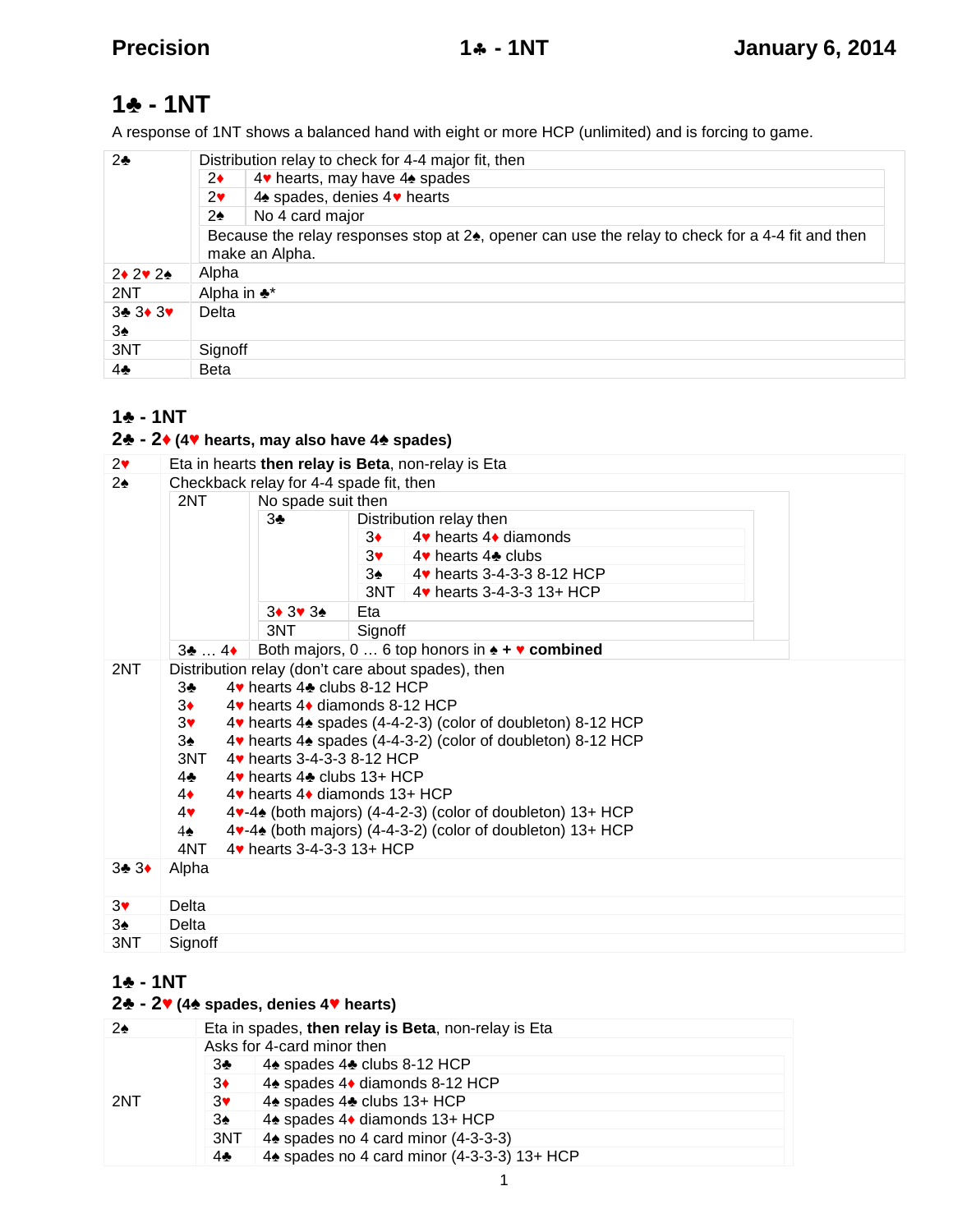# 1♣ - 1NT

A response of 1NT shows a balanced hand with eight or more HCP (unlimited) and is forcing to game.

| Bid | Meaning |
|---|---|
| 2♣ | Distribution relay to check for 4-4 major fit, then<br>2♦ — 4♥ hearts, may have 4♠ spades<br>2♥ — 4♠ spades, denies 4♥ hearts<br>2♠ — No 4 card major<br>Because the relay responses stop at 2♠, opener can use the relay to check for a 4-4 fit and then make an Alpha. |
| 2♦ 2♥ 2♠ | Alpha |
| 2NT | Alpha in ♣* |
| 3♣ 3♦ 3♥ 3♠ | Delta |
| 3NT | Signoff |
| 4♣ | Beta |

## 1♣ - 1NT
## 2♣ - 2♦ (4♥ hearts, may also have 4♠ spades)

| Bid | Meaning |
|---|---|
| 2♥ | Eta in hearts **then relay is Beta**, non-relay is Eta |
| 2♠ | Checkback relay for 4-4 spade fit, then<br>2NT — No spade suit then<br>&nbsp;&nbsp;3♣ — Distribution relay then<br>&nbsp;&nbsp;&nbsp;&nbsp;3♦ — 4♥ hearts 4♦ diamonds<br>&nbsp;&nbsp;&nbsp;&nbsp;3♥ — 4♥ hearts 4♣ clubs<br>&nbsp;&nbsp;&nbsp;&nbsp;3♠ — 4♥ hearts 3-4-3-3 8-12 HCP<br>&nbsp;&nbsp;&nbsp;&nbsp;3NT — 4♥ hearts 3-4-3-3 13+ HCP<br>&nbsp;&nbsp;3♦ 3♥ 3♠ — Eta<br>&nbsp;&nbsp;3NT — Signoff<br>3♣ … 4♦ — Both majors, 0 … 6 top honors in ♠ + ♥ **combined** |
| 2NT | Distribution relay (don't care about spades), then<br>3♣ — 4♥ hearts 4♣ clubs 8-12 HCP<br>3♦ — 4♥ hearts 4♦ diamonds 8-12 HCP<br>3♥ — 4♥ hearts 4♠ spades (4-4-2-3) (color of doubleton) 8-12 HCP<br>3♠ — 4♥ hearts 4♠ spades (4-4-3-2) (color of doubleton) 8-12 HCP<br>3NT — 4♥ hearts 3-4-3-3 8-12 HCP<br>4♣ — 4♥ hearts 4♣ clubs 13+ HCP<br>4♦ — 4♥ hearts 4♦ diamonds 13+ HCP<br>4♥ — 4♥-4♠ (both majors) (4-4-2-3) (color of doubleton) 13+ HCP<br>4♠ — 4♥-4♠ (both majors) (4-4-3-2) (color of doubleton) 13+ HCP<br>4NT — 4♥ hearts 3-4-3-3 13+ HCP |
| 3♣ 3♦ | Alpha |
| 3♥ | Delta |
| 3♠ | Delta |
| 3NT | Signoff |

## 1♣ - 1NT
## 2♣ - 2♥ (4♠ spades, denies 4♥ hearts)

| Bid | Meaning |
|---|---|
| 2♠ | Eta in spades, **then relay is Beta**, non-relay is Eta |
| 2NT | Asks for 4-card minor then<br>3♣ — 4♠ spades 4♣ clubs 8-12 HCP<br>3♦ — 4♠ spades 4♦ diamonds 8-12 HCP<br>3♥ — 4♠ spades 4♣ clubs 13+ HCP<br>3♠ — 4♠ spades 4♦ diamonds 13+ HCP<br>3NT — 4♠ spades no 4 card minor (4-3-3-3)<br>4♣ — 4♠ spades no 4 card minor (4-3-3-3) 13+ HCP |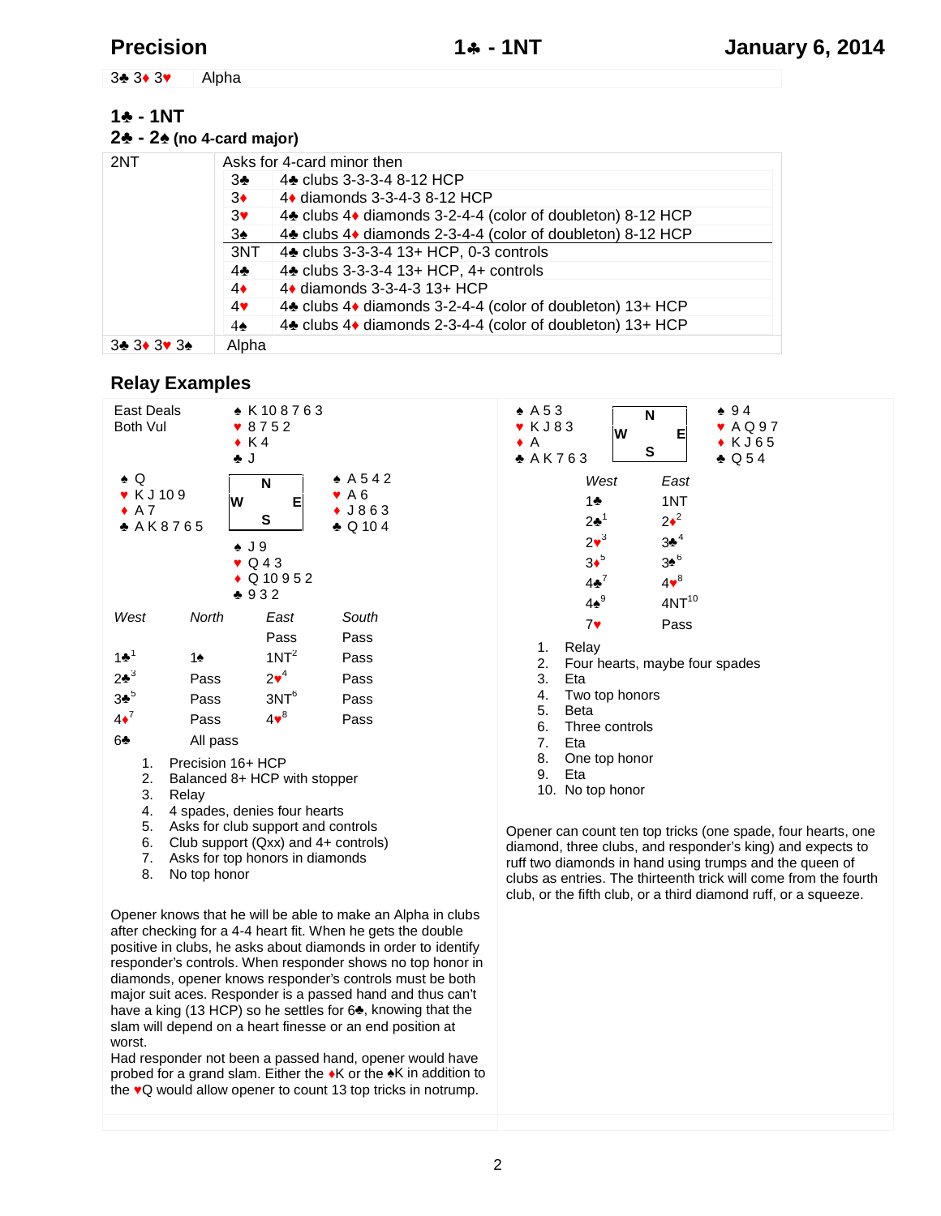3♣ 3♦ 3♥ — Alpha

## 1♣ - 1NT
### 2♣ - 2♠ (no 4-card major)

| | | |
|---|---|---|
| 2NT | Asks for 4-card minor then | |
| | 3♣ | 4♣ clubs 3-3-3-4 8-12 HCP |
| | 3♦ | 4♦ diamonds 3-3-4-3 8-12 HCP |
| | 3♥ | 4♣ clubs 4♦ diamonds 3-2-4-4 (color of doubleton) 8-12 HCP |
| | 3♠ | 4♣ clubs 4♦ diamonds 2-3-4-4 (color of doubleton) 8-12 HCP |
| | 3NT | 4♣ clubs 3-3-3-4 13+ HCP, 0-3 controls |
| | 4♣ | 4♣ clubs 3-3-3-4 13+ HCP, 4+ controls |
| | 4♦ | 4♦ diamonds 3-3-4-3 13+ HCP |
| | 4♥ | 4♣ clubs 4♦ diamonds 3-2-4-4 (color of doubleton) 13+ HCP |
| | 4♠ | 4♣ clubs 4♦ diamonds 2-3-4-4 (color of doubleton) 13+ HCP |
| 3♣ 3♦ 3♥ 3♠ | Alpha | |

## Relay Examples

East Deals
Both Vul

North: ♠ K 10 8 7 6 3 ♥ 8 7 5 2 ♦ K 4 ♣ J

West: ♠ Q ♥ K J 10 9 ♦ A 7 ♣ A K 8 7 6 5

East: ♠ A 5 4 2 ♥ A 6 ♦ J 8 6 3 ♣ Q 10 4

South: ♠ J 9 ♥ Q 4 3 ♦ Q 10 9 5 2 ♣ 9 3 2

| West | North | East | South |
|---|---|---|---|
| | | Pass | Pass |
| 1♣[1] | 1♠ | 1NT[2] | Pass |
| 2♣[3] | Pass | 2♥[4] | Pass |
| 3♣[5] | Pass | 3NT[6] | Pass |
| 4♦[7] | Pass | 4♥[8] | Pass |
| 6♣ | All pass | | |

1. Precision 16+ HCP
2. Balanced 8+ HCP with stopper
3. Relay
4. 4 spades, denies four hearts
5. Asks for club support and controls
6. Club support (Qxx) and 4+ controls)
7. Asks for top honors in diamonds
8. No top honor

Opener knows that he will be able to make an Alpha in clubs after checking for a 4-4 heart fit. When he gets the double positive in clubs, he asks about diamonds in order to identify responder's controls. When responder shows no top honor in diamonds, opener knows responder's controls must be both major suit aces. Responder is a passed hand and thus can't have a king (13 HCP) so he settles for 6♣, knowing that the slam will depend on a heart finesse or an end position at worst.

Had responder not been a passed hand, opener would have probed for a grand slam. Either the ♦K or the ♠K in addition to the ♥Q would allow opener to count 13 top tricks in notrump.

West: ♠ A 5 3 ♥ K J 8 3 ♦ A ♣ A K 7 6 3

East: ♠ 9 4 ♥ A Q 9 7 ♦ K J 6 5 ♣ Q 5 4

| West | East |
|---|---|
| 1♣ | 1NT |
| 2♣[1] | 2♦[2] |
| 2♥[3] | 3♣[4] |
| 3♦[5] | 3♠[6] |
| 4♣[7] | 4♥[8] |
| 4♠[9] | 4NT[10] |
| 7♥ | Pass |

1. Relay
2. Four hearts, maybe four spades
3. Eta
4. Two top honors
5. Beta
6. Three controls
7. Eta
8. One top honor
9. Eta
10. No top honor

Opener can count ten top tricks (one spade, four hearts, one diamond, three clubs, and responder's king) and expects to ruff two diamonds in hand using trumps and the queen of clubs as entries. The thirteenth trick will come from the fourth club, or the fifth club, or a third diamond ruff, or a squeeze.